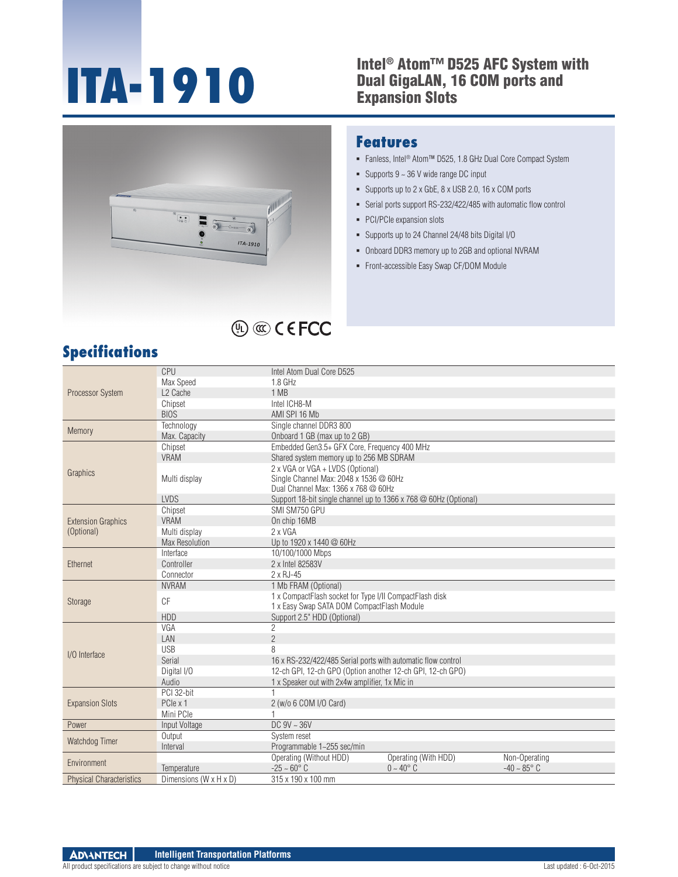# ITA-1910

## Intel® Atom™ D525 AFC System with Dual GigaLAN, 16 COM ports and Expansion Slots

## Features

- Fanless, Intel® Atom™ D525, 1.8 GHz Dual Core Compact System
- Supports 9 ~ 36 V wide range DC input
- Supports up to 2 x GbE, 8 x USB 2.0, 16 x COM ports
- Serial ports support RS-232/422/485 with automatic flow control
- PCI/PCIe expansion slots
- Supports up to 24 Channel 24/48 bits Digital I/O
- Onboard DDR3 memory up to 2GB and optional NVRAM
- Front-accessible Easy Swap CF/DOM Module

## Specifications

| | | | | |
|---|---|---|---|---|
| Processor System | CPU | Intel Atom Dual Core D525 | | |
| | Max Speed | 1.8 GHz | | |
| | L2 Cache | 1 MB | | |
| | Chipset | Intel ICH8-M | | |
| | BIOS | AMI SPI 16 Mb | | |
| Memory | Technology | Single channel DDR3 800 | | |
| | Max. Capacity | Onboard 1 GB (max up to 2 GB) | | |
| Graphics | Chipset | Embedded Gen3.5+ GFX Core, Frequency 400 MHz | | |
| | VRAM | Shared system memory up to 256 MB SDRAM | | |
| | Multi display | 2 x VGA or VGA + LVDS (Optional)<br>Single Channel Max: 2048 x 1536 @ 60Hz<br>Dual Channel Max: 1366 x 768 @ 60Hz | | |
| | LVDS | Support 18-bit single channel up to 1366 x 768 @ 60Hz (Optional) | | |
| Extension Graphics (Optional) | Chipset | SMI SM750 GPU | | |
| | VRAM | On chip 16MB | | |
| | Multi display | 2 x VGA | | |
| | Max Resolution | Up to 1920 x 1440 @ 60Hz | | |
| Ethernet | Interface | 10/100/1000 Mbps | | |
| | Controller | 2 x Intel 82583V | | |
| | Connector | 2 x RJ-45 | | |
| Storage | NVRAM | 1 Mb FRAM (Optional) | | |
| | CF | 1 x CompactFlash socket for Type I/II CompactFlash disk<br>1 x Easy Swap SATA DOM CompactFlash Module | | |
| | HDD | Support 2.5" HDD (Optional) | | |
| I/O Interface | VGA | 2 | | |
| | LAN | 2 | | |
| | USB | 8 | | |
| | Serial | 16 x RS-232/422/485 Serial ports with automatic flow control | | |
| | Digital I/O | 12-ch GPI, 12-ch GPO (Option another 12-ch GPI, 12-ch GPO) | | |
| | Audio | 1 x Speaker out with 2x4w amplifier, 1x Mic in | | |
| Expansion Slots | PCI 32-bit | 1 | | |
| | PCIe x 1 | 2 (w/o 6 COM I/O Card) | | |
| | Mini PCIe | 1 | | |
| Power | Input Voltage | DC 9V ~ 36V | | |
| Watchdog Timer | Output | System reset | | |
| | Interval | Programmable 1~255 sec/min | | |
| Environment | | Operating (Without HDD) | Operating (With HDD) | Non-Operating |
| | Temperature | -25 ~ 60° C | 0 ~ 40° C | -40 ~ 85° C |
| Physical Characteristics | Dimensions (W x H x D) | 315 x 190 x 100 mm | | |

ADVANTECH Intelligent Transportation Platforms

All product specifications are subject to change without notice

Last updated : 6-Oct-2015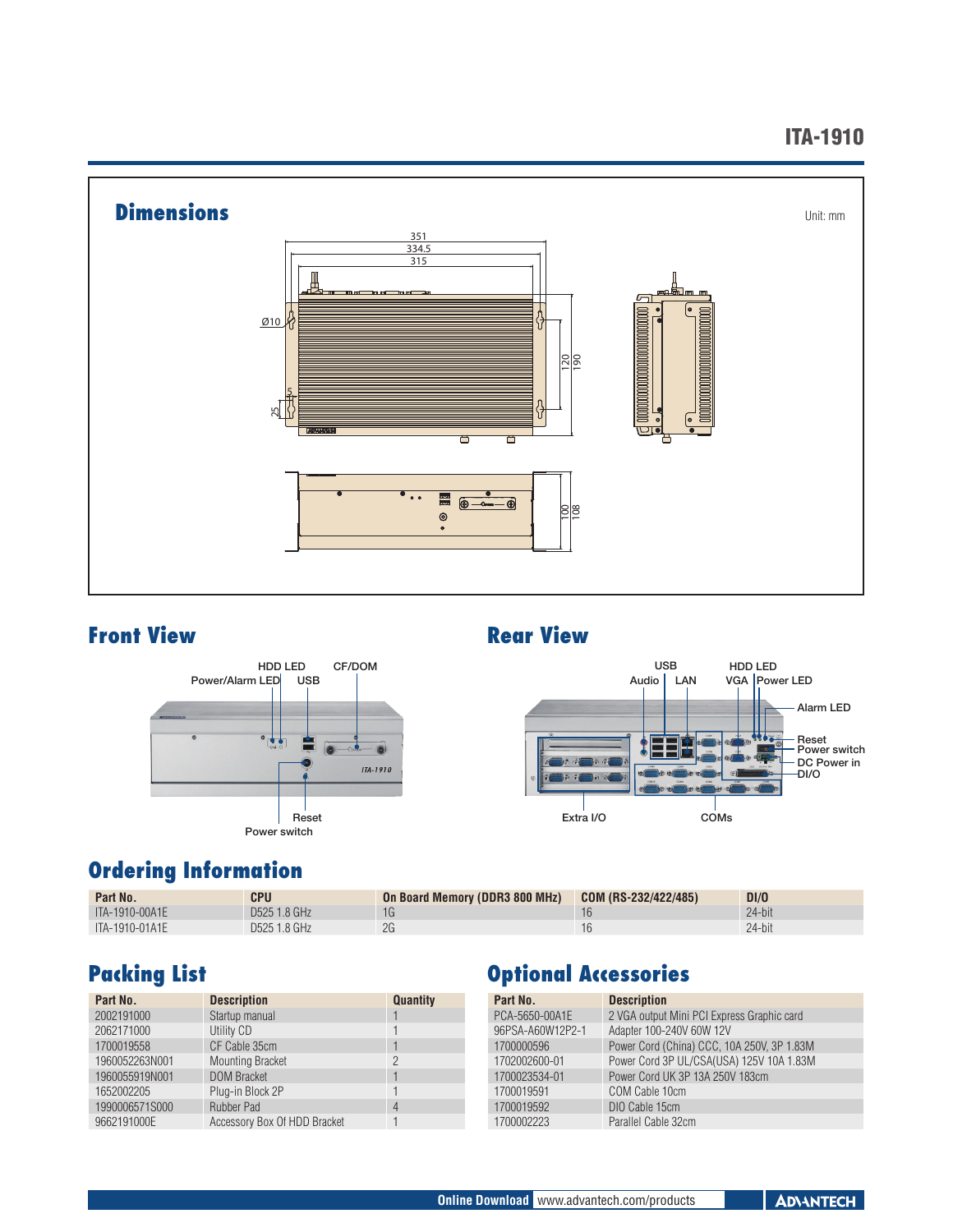## Dimensions

Unit: mm

351
334.5
315
Ø10
5
25
120
190
100
108

## Front View

HDD LED
CF/DOM
Power/Alarm LED
USB
Reset
Power switch

## Rear View

USB
HDD LED
Audio
LAN
VGA
Power LED
Alarm LED
Reset
Power switch
DC Power in
DI/O
Extra I/O
COMs

## Ordering Information

| Part No. | CPU | On Board Memory (DDR3 800 MHz) | COM (RS-232/422/485) | DI/O |
|---|---|---|---|---|
| ITA-1910-00A1E | D525 1.8 GHz | 1G | 16 | 24-bit |
| ITA-1910-01A1E | D525 1.8 GHz | 2G | 16 | 24-bit |

## Packing List

| Part No. | Description | Quantity |
|---|---|---|
| 2002191000 | Startup manual | 1 |
| 2062171000 | Utility CD | 1 |
| 1700019558 | CF Cable 35cm | 1 |
| 1960052263N001 | Mounting Bracket | 2 |
| 1960055919N001 | DOM Bracket | 1 |
| 1652002205 | Plug-in Block 2P | 1 |
| 1990006571S000 | Rubber Pad | 4 |
| 9662191000E | Accessory Box Of HDD Bracket | 1 |

## Optional Accessories

| Part No. | Description |
|---|---|
| PCA-5650-00A1E | 2 VGA output Mini PCI Express Graphic card |
| 96PSA-A60W12P2-1 | Adapter 100-240V 60W 12V |
| 1700000596 | Power Cord (China) CCC, 10A 250V, 3P 1.83M |
| 1702002600-01 | Power Cord 3P UL/CSA(USA) 125V 10A 1.83M |
| 1700023534-01 | Power Cord UK 3P 13A 250V 183cm |
| 1700019591 | COM Cable 10cm |
| 1700019592 | DIO Cable 15cm |
| 1700002223 | Parallel Cable 32cm |

**Online Download** www.advantech.com/products